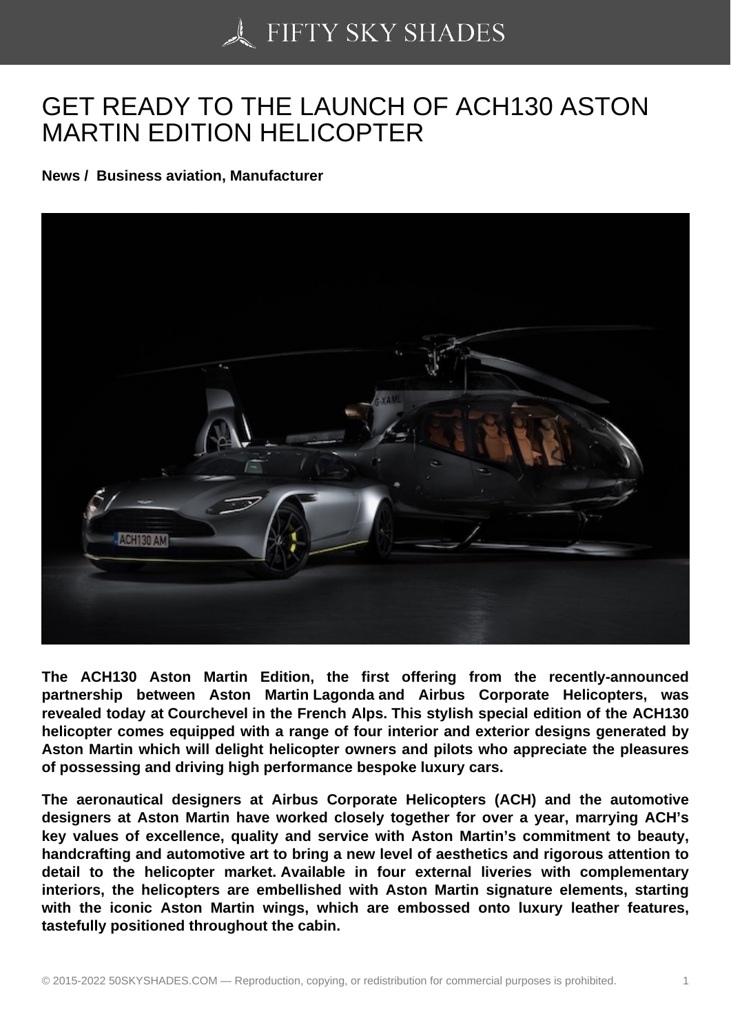# GET READY TO THE LAUNCH OF ACH130 ASTON MARTIN EDITION HELICOPTER

**News / Business aviation, Manufacturer**

**The ACH130 Aston Martin Edition, the first offering from the recently-announced partnership between Aston Martin Lagonda and Airbus Corporate Helicopters, was revealed today at Courchevel in the French Alps. This stylish special edition of the ACH130 helicopter comes equipped with a range of four interior and exterior designs generated by Aston Martin which will delight helicopter owners and pilots who appreciate the pleasures of possessing and driving high performance bespoke luxury cars.**

**The aeronautical designers at Airbus Corporate Helicopters (ACH) and the automotive designers at Aston Martin have worked closely together for over a year, marrying ACH's key values of excellence, quality and service with Aston Martin's commitment to beauty, handcrafting and automotive art to bring a new level of aesthetics and rigorous attention to detail to the helicopter market. Available in four external liveries with complementary interiors, the helicopters are embellished with Aston Martin signature elements, starting with the iconic Aston Martin wings, which are embossed onto luxury leather features, tastefully positioned throughout the cabin.**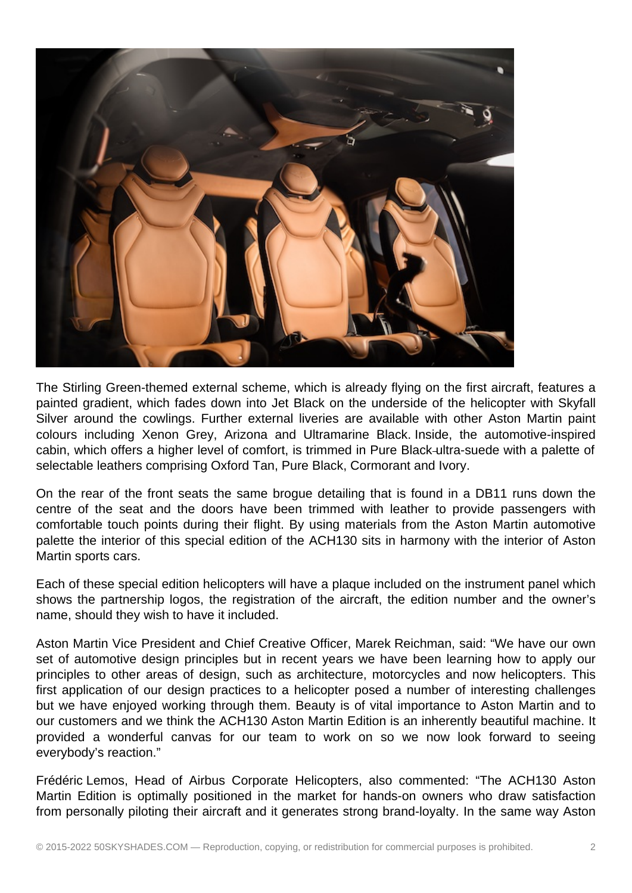The Stirling Green-themed external scheme, which is already flying on the first aircraft, features a painted gradient, which fades down into Jet Black on the underside of the helicopter with Skyfall Silver around the cowlings. Further external liveries are available with other Aston Martin paint colours including Xenon Grey, Arizona and Ultramarine Black. Inside, the automotive-inspired cabin, which offers a higher level of comfort, is trimmed in Pure Black ultra-suede with a palette of selectable leathers comprising Oxford Tan, Pure Black, Cormorant and Ivory.

On the rear of the front seats the same brogue detailing that is found in a DB11 runs down the centre of the seat and the doors have been trimmed with leather to provide passengers with comfortable touch points during their flight. By using materials from the Aston Martin automotive palette the interior of this special edition of the ACH130 sits in harmony with the interior of Aston Martin sports cars.

Each of these special edition helicopters will have a plaque included on the instrument panel which shows the partnership logos, the registration of the aircraft, the edition number and the owner's name, should they wish to have it included.

Aston Martin Vice President and Chief Creative Officer, Marek Reichman, said: "We have our own set of automotive design principles but in recent years we have been learning how to apply our principles to other areas of design, such as architecture, motorcycles and now helicopters. This first application of our design practices to a helicopter posed a number of interesting challenges but we have enjoyed working through them. Beauty is of vital importance to Aston Martin and to our customers and we think the ACH130 Aston Martin Edition is an inherently beautiful machine. It provided a wonderful canvas for our team to work on so we now look forward to seeing everybody's reaction."

Frédéric Lemos, Head of Airbus Corporate Helicopters, also commented: "The ACH130 Aston Martin Edition is optimally positioned in the market for hands-on owners who draw satisfaction from personally piloting their aircraft and it generates strong brand-loyalty. In the same way Aston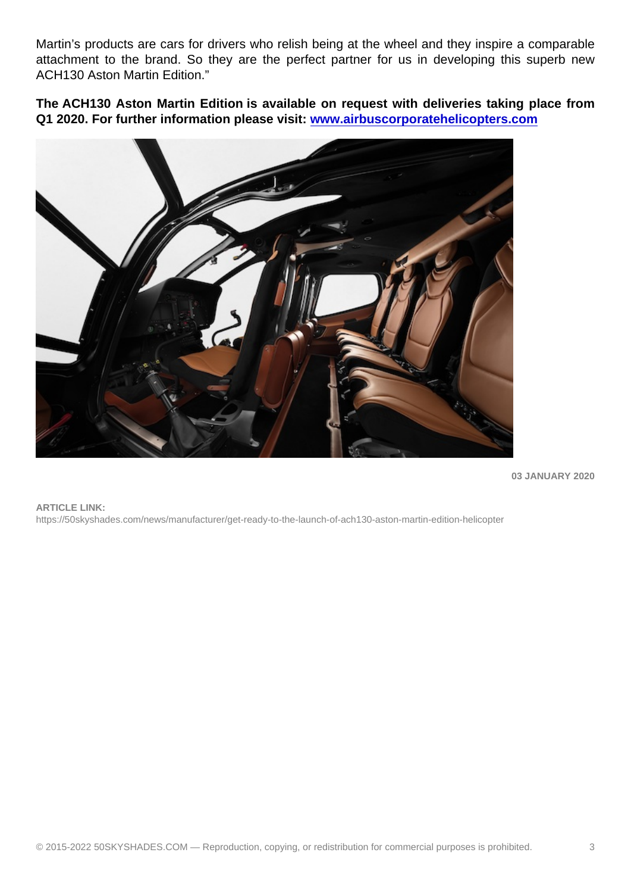Martin's products are cars for drivers who relish being at the wheel and they inspire a comparable attachment to the brand. So they are the perfect partner for us in developing this superb new ACH130 Aston Martin Edition."

**The ACH130 Aston Martin Edition is available on request with deliveries taking place from Q1 2020. For further information please visit: [www.airbuscorporatehelicopters.com](http://www.airbuscorporatehelicopters.com)**

**03 JANUARY 2020**

**ARTICLE LINK:**
https://50skyshades.com/news/manufacturer/get-ready-to-the-launch-of-ach130-aston-martin-edition-helicopter

© 2015-2022 50SKYSHADES.COM — Reproduction, copying, or redistribution for commercial purposes is prohibited.